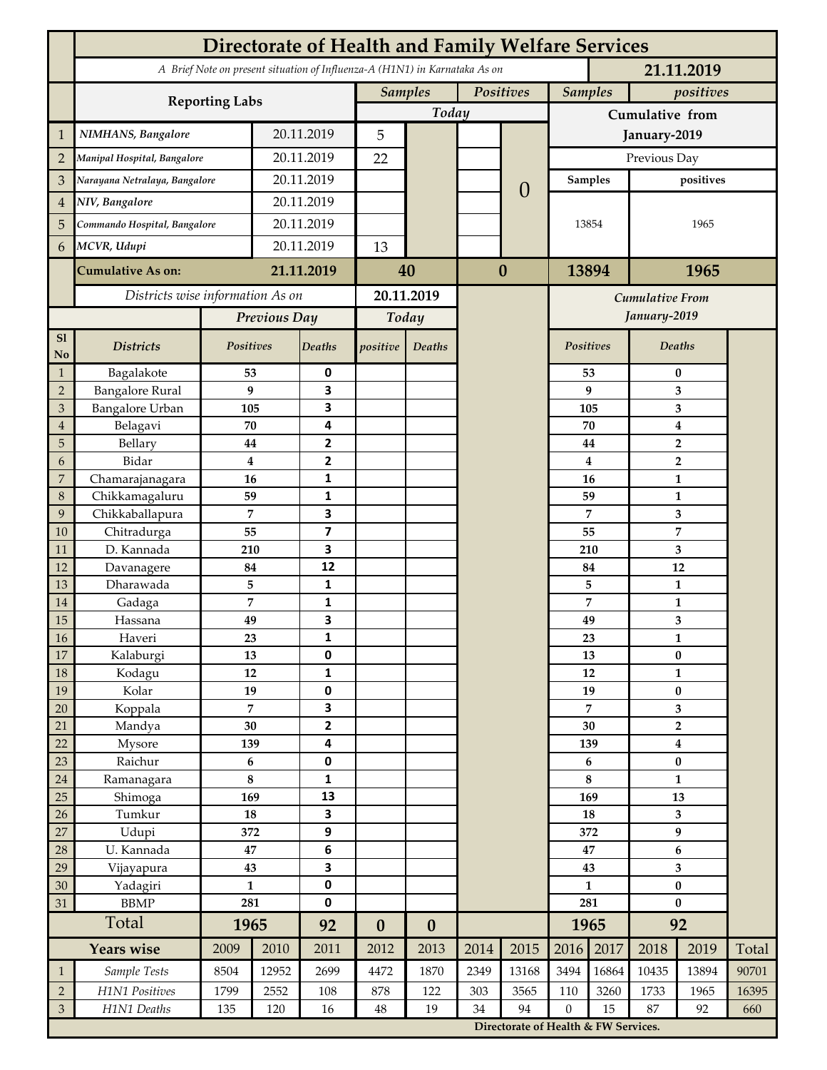# Directorate of Health and Family Welfare Services

*A Brief Note on present situation of Influenza-A (H1N1) in Karnataka As on* **21.11.2019**

| | Reporting Labs | | Samples (Today) | Positives (Today) | Samples (Cumulative from January-2019) | positives (Cumulative from January-2019) |
|---|---|---|---|---|---|---|
| 1 | *NIMHANS, Bangalore* | 20.11.2019 | 5 | 0 | Previous Day: Samples 13854 | Previous Day: positives 1965 |
| 2 | *Manipal Hospital, Bangalore* | 20.11.2019 | 22 | | | |
| 3 | *Narayana Netralaya, Bangalore* | 20.11.2019 | | | | |
| 4 | *NIV, Bangalore* | 20.11.2019 | | | | |
| 5 | *Commando Hospital, Bangalore* | 20.11.2019 | | | | |
| 6 | *MCVR, Udupi* | 20.11.2019 | 13 | | | |
| | **Cumulative As on:** | **21.11.2019** | **40** | **0** | **13894** | **1965** |

*Districts wise information As on* **20.11.2019**

| Sl No | Districts | Previous Day Positives | Previous Day Deaths | Today positive | Today Deaths | Cumulative From January-2019 Positives | Cumulative From January-2019 Deaths |
|---|---|---|---|---|---|---|---|
| 1 | Bagalakote | 53 | 0 | | | 53 | 0 |
| 2 | Bangalore Rural | 9 | 3 | | | 9 | 3 |
| 3 | Bangalore Urban | 105 | 3 | | | 105 | 3 |
| 4 | Belagavi | 70 | 4 | | | 70 | 4 |
| 5 | Bellary | 44 | 2 | | | 44 | 2 |
| 6 | Bidar | 4 | 2 | | | 4 | 2 |
| 7 | Chamarajanagara | 16 | 1 | | | 16 | 1 |
| 8 | Chikkamagaluru | 59 | 1 | | | 59 | 1 |
| 9 | Chikkaballapura | 7 | 3 | | | 7 | 3 |
| 10 | Chitradurga | 55 | 7 | | | 55 | 7 |
| 11 | D. Kannada | 210 | 3 | | | 210 | 3 |
| 12 | Davanagere | 84 | 12 | | | 84 | 12 |
| 13 | Dharawada | 5 | 1 | | | 5 | 1 |
| 14 | Gadaga | 7 | 1 | | | 7 | 1 |
| 15 | Hassana | 49 | 3 | | | 49 | 3 |
| 16 | Haveri | 23 | 1 | | | 23 | 1 |
| 17 | Kalaburgi | 13 | 0 | | | 13 | 0 |
| 18 | Kodagu | 12 | 1 | | | 12 | 1 |
| 19 | Kolar | 19 | 0 | | | 19 | 0 |
| 20 | Koppala | 7 | 3 | | | 7 | 3 |
| 21 | Mandya | 30 | 2 | | | 30 | 2 |
| 22 | Mysore | 139 | 4 | | | 139 | 4 |
| 23 | Raichur | 6 | 0 | | | 6 | 0 |
| 24 | Ramanagara | 8 | 1 | | | 8 | 1 |
| 25 | Shimoga | 169 | 13 | | | 169 | 13 |
| 26 | Tumkur | 18 | 3 | | | 18 | 3 |
| 27 | Udupi | 372 | 9 | | | 372 | 9 |
| 28 | U. Kannada | 47 | 6 | | | 47 | 6 |
| 29 | Vijayapura | 43 | 3 | | | 43 | 3 |
| 30 | Yadagiri | 1 | 0 | | | 1 | 0 |
| 31 | BBMP | 281 | 0 | | | 281 | 0 |
| | **Total** | **1965** | **92** | **0** | **0** | **1965** | **92** |

| | Years wise | 2009 | 2010 | 2011 | 2012 | 2013 | 2014 | 2015 | 2016 | 2017 | 2018 | 2019 | Total |
|---|---|---|---|---|---|---|---|---|---|---|---|---|---|
| 1 | *Sample Tests* | 8504 | 12952 | 2699 | 4472 | 1870 | 2349 | 13168 | 3494 | 16864 | 10435 | 13894 | 90701 |
| 2 | *H1N1 Positives* | 1799 | 2552 | 108 | 878 | 122 | 303 | 3565 | 110 | 3260 | 1733 | 1965 | 16395 |
| 3 | *H1N1 Deaths* | 135 | 120 | 16 | 48 | 19 | 34 | 94 | 0 | 15 | 87 | 92 | 660 |

**Directorate of Health & FW Services.**